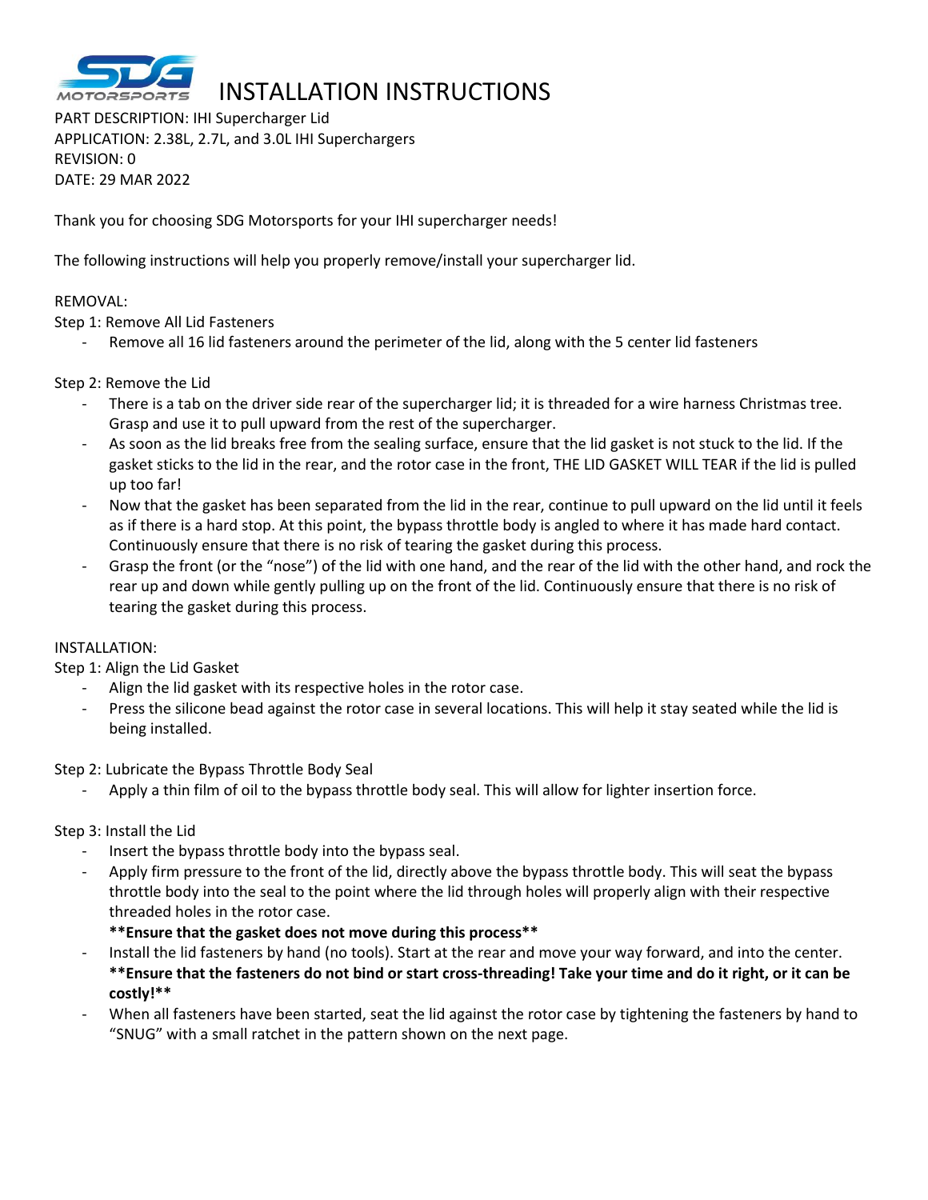# INSTALLATION INSTRUCTIONS

PART DESCRIPTION: IHI Supercharger Lid
APPLICATION: 2.38L, 2.7L, and 3.0L IHI Superchargers
REVISION: 0
DATE: 29 MAR 2022

Thank you for choosing SDG Motorsports for your IHI supercharger needs!

The following instructions will help you properly remove/install your supercharger lid.

REMOVAL:

Step 1: Remove All Lid Fasteners

- Remove all 16 lid fasteners around the perimeter of the lid, along with the 5 center lid fasteners

Step 2: Remove the Lid

- There is a tab on the driver side rear of the supercharger lid; it is threaded for a wire harness Christmas tree. Grasp and use it to pull upward from the rest of the supercharger.
- As soon as the lid breaks free from the sealing surface, ensure that the lid gasket is not stuck to the lid. If the gasket sticks to the lid in the rear, and the rotor case in the front, THE LID GASKET WILL TEAR if the lid is pulled up too far!
- Now that the gasket has been separated from the lid in the rear, continue to pull upward on the lid until it feels as if there is a hard stop. At this point, the bypass throttle body is angled to where it has made hard contact. Continuously ensure that there is no risk of tearing the gasket during this process.
- Grasp the front (or the "nose") of the lid with one hand, and the rear of the lid with the other hand, and rock the rear up and down while gently pulling up on the front of the lid. Continuously ensure that there is no risk of tearing the gasket during this process.

INSTALLATION:

Step 1: Align the Lid Gasket

- Align the lid gasket with its respective holes in the rotor case.
- Press the silicone bead against the rotor case in several locations. This will help it stay seated while the lid is being installed.

Step 2: Lubricate the Bypass Throttle Body Seal

- Apply a thin film of oil to the bypass throttle body seal. This will allow for lighter insertion force.

Step 3: Install the Lid

- Insert the bypass throttle body into the bypass seal.
- Apply firm pressure to the front of the lid, directly above the bypass throttle body. This will seat the bypass throttle body into the seal to the point where the lid through holes will properly align with their respective threaded holes in the rotor case.
  **\*\*Ensure that the gasket does not move during this process\*\***
- Install the lid fasteners by hand (no tools). Start at the rear and move your way forward, and into the center.
  **\*\*Ensure that the fasteners do not bind or start cross-threading! Take your time and do it right, or it can be costly!\*\***
- When all fasteners have been started, seat the lid against the rotor case by tightening the fasteners by hand to "SNUG" with a small ratchet in the pattern shown on the next page.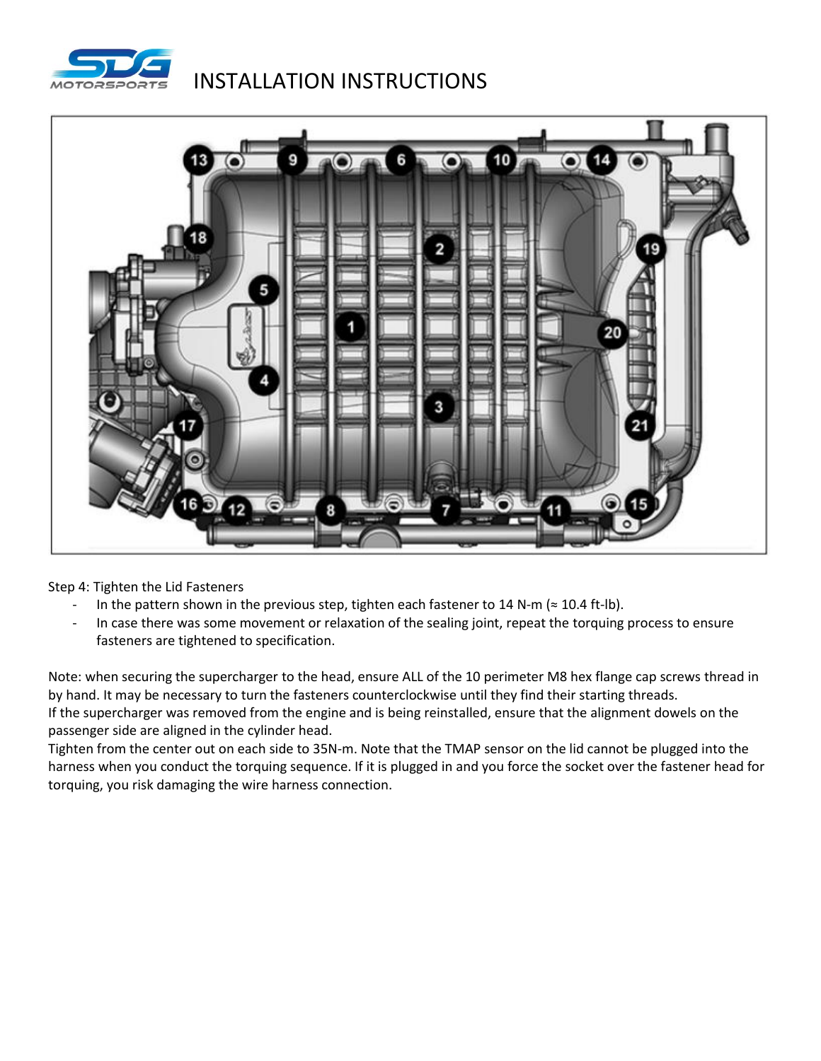Step 4: Tighten the Lid Fasteners

- In the pattern shown in the previous step, tighten each fastener to 14 N-m (≈ 10.4 ft-lb).
- In case there was some movement or relaxation of the sealing joint, repeat the torquing process to ensure fasteners are tightened to specification.

Note: when securing the supercharger to the head, ensure ALL of the 10 perimeter M8 hex flange cap screws thread in by hand. It may be necessary to turn the fasteners counterclockwise until they find their starting threads.
If the supercharger was removed from the engine and is being reinstalled, ensure that the alignment dowels on the passenger side are aligned in the cylinder head.
Tighten from the center out on each side to 35N-m. Note that the TMAP sensor on the lid cannot be plugged into the harness when you conduct the torquing sequence. If it is plugged in and you force the socket over the fastener head for torquing, you risk damaging the wire harness connection.